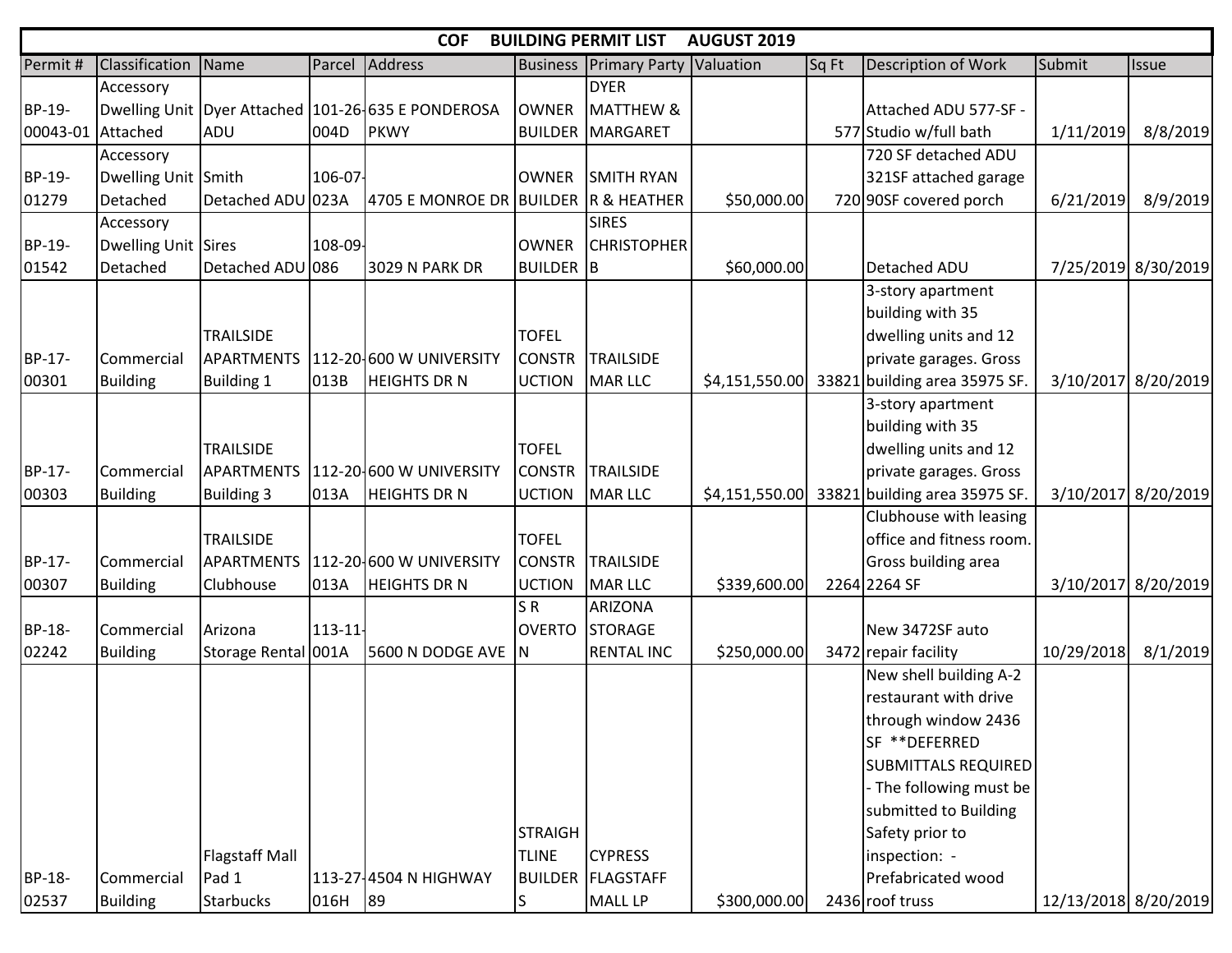# COF BUILDING PERMIT LIST AUGUST 2019

| Permit # | Classification | Name | Parcel | Address | Business | Primary Party | Valuation | Sq Ft | Description of Work | Submit | Issue |
|---|---|---|---|---|---|---|---|---|---|---|---|
| BP-19-00043-01 | Accessory Dwelling Unit Attached | Dyer Attached ADU | 101-26-004D | 635 E PONDEROSA PKWY | OWNER BUILDER | DYER MATTHEW & MARGARET | | 577 | Attached ADU 577-SF - Studio w/full bath | 1/11/2019 | 8/8/2019 |
| BP-19-01279 | Accessory Dwelling Unit Detached | Smith Detached ADU | 106-07-023A | 4705 E MONROE DR | OWNER BUILDER | SMITH RYAN R & HEATHER | $50,000.00 | 720 | 720 SF detached ADU 321SF attached garage 90SF covered porch | 6/21/2019 | 8/9/2019 |
| BP-19-01542 | Accessory Dwelling Unit Detached | Sires Detached ADU | 108-09-086 | 3029 N PARK DR | OWNER BUILDER | SIRES CHRISTOPHER B | $60,000.00 | | Detached ADU | 7/25/2019 | 8/30/2019 |
| BP-17-00301 | Commercial Building | TRAILSIDE APARTMENTS Building 1 | 112-20-013B | 600 W UNIVERSITY HEIGHTS DR N | TOFEL CONSTRUCTION | TRAILSIDE MAR LLC | $4,151,550.00 | 33821 | 3-story apartment building with 35 dwelling units and 12 private garages. Gross building area 35975 SF. | 3/10/2017 | 8/20/2019 |
| BP-17-00303 | Commercial Building | TRAILSIDE APARTMENTS Building 3 | 112-20-013A | 600 W UNIVERSITY HEIGHTS DR N | TOFEL CONSTRUCTION | TRAILSIDE MAR LLC | $4,151,550.00 | 33821 | 3-story apartment building with 35 dwelling units and 12 private garages. Gross building area 35975 SF. | 3/10/2017 | 8/20/2019 |
| BP-17-00307 | Commercial Building | TRAILSIDE APARTMENTS Clubhouse | 112-20-013A | 600 W UNIVERSITY HEIGHTS DR N | TOFEL CONSTRUCTION | TRAILSIDE MAR LLC | $339,600.00 | 2264 | Clubhouse with leasing office and fitness room. Gross building area 2264 SF | 3/10/2017 | 8/20/2019 |
| BP-18-02242 | Commercial Building | Arizona Storage Rental | 113-11-001A | 5600 N DODGE AVE | S R OVERTON | ARIZONA STORAGE RENTAL INC | $250,000.00 | 3472 | New 3472SF auto repair facility | 10/29/2018 | 8/1/2019 |
| BP-18-02537 | Commercial Building | Flagstaff Mall Pad 1 Starbucks | 113-27-016H | 4504 N HIGHWAY 89 | STRAIGHTLINE BUILDERS | CYPRESS FLAGSTAFF MALL LP | $300,000.00 | 2436 | New shell building A-2 restaurant with drive through window 2436 SF **DEFERRED SUBMITTALS REQUIRED - The following must be submitted to Building Safety prior to inspection: - Prefabricated wood roof truss | 12/13/2018 | 8/20/2019 |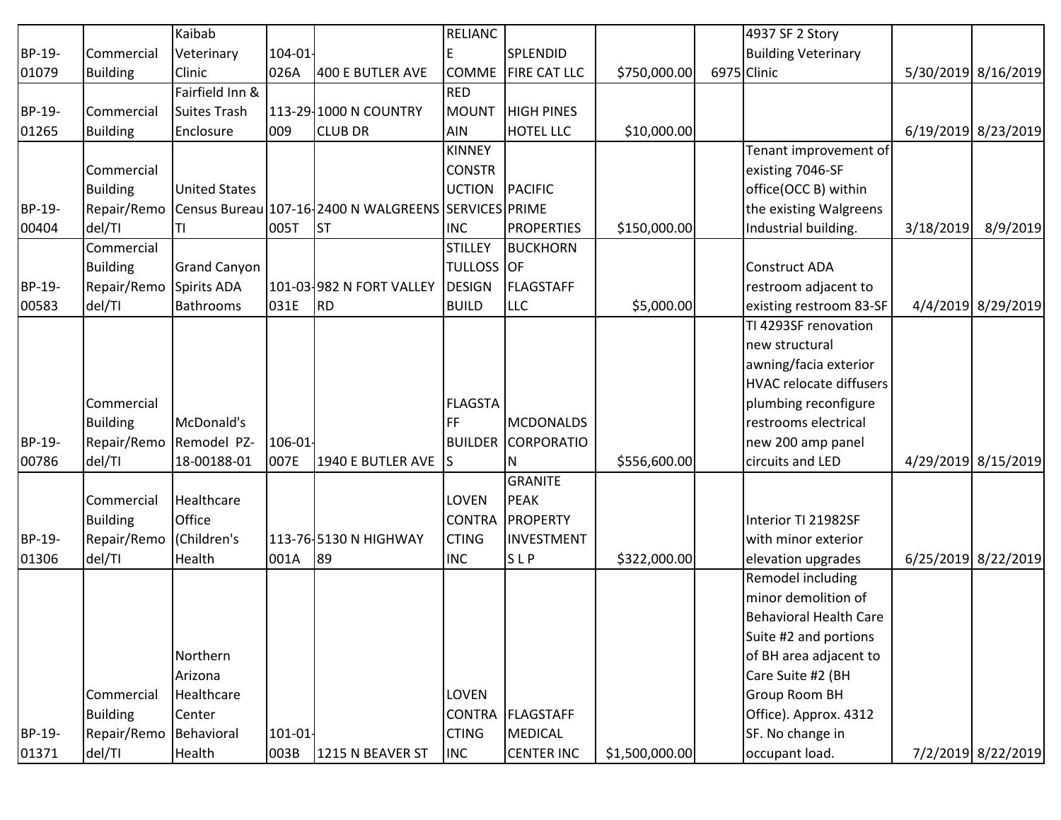| | | | | | | | | | | | |
|---|---|---|---|---|---|---|---|---|---|---|---|
| BP-19-01079 | Commercial Building | Kaibab Veterinary Clinic | 104-01-026A | 400 E BUTLER AVE | RELIANCE COMME | SPLENDID FIRE CAT LLC | $750,000.00 | 6975 | 4937 SF 2 Story Building Veterinary Clinic | 5/30/2019 | 8/16/2019 |
| BP-19-01265 | Commercial Building | Fairfield Inn & Suites Trash Enclosure | 113-29-009 | 1000 N COUNTRY CLUB DR | RED MOUNTAIN | HIGH PINES HOTEL LLC | $10,000.00 | | | 6/19/2019 | 8/23/2019 |
| BP-19-00404 | Commercial Building Repair/Remodel/TI | United States Census Bureau TI | 107-16-005T | 2400 N WALGREENS ST | KINNEY CONSTRUCTION SERVICES INC | PACIFIC PRIME PROPERTIES | $150,000.00 | | Tenant improvement of existing 7046-SF office(OCC B) within the existing Walgreens Industrial building. | 3/18/2019 | 8/9/2019 |
| BP-19-00583 | Commercial Building Repair/Remodel/TI | Grand Canyon Spirits ADA Bathrooms | 101-03-031E | 982 N FORT VALLEY RD | STILLEY TULLOSS DESIGN BUILD | BUCKHORN OF FLAGSTAFF LLC | $5,000.00 | | Construct ADA restroom adjacent to existing restroom 83-SF | 4/4/2019 | 8/29/2019 |
| BP-19-00786 | Commercial Building Repair/Remodel/TI | McDonald's Remodel PZ-18-00188-01 | 106-01-007E | 1940 E BUTLER AVE | FLAGSTAFF BUILDERS | MCDONALDS CORPORATION | $556,600.00 | | TI 4293SF renovation new structural awning/facia exterior HVAC relocate diffusers plumbing reconfigure restrooms electrical new 200 amp panel circuits and LED | 4/29/2019 | 8/15/2019 |
| BP-19-01306 | Commercial Building Repair/Remodel/TI | Healthcare Office (Children's Health | 113-76-001A | 5130 N HIGHWAY 89 | LOVEN CONTRACTING INC | GRANITE PEAK PROPERTY INVESTMENT S L P | $322,000.00 | | Interior TI 21982SF with minor exterior elevation upgrades | 6/25/2019 | 8/22/2019 |
| BP-19-01371 | Commercial Building Repair/Remodel/TI | Northern Arizona Healthcare Center Behavioral Health | 101-01-003B | 1215 N BEAVER ST | LOVEN CONTRACTING INC | FLAGSTAFF MEDICAL CENTER INC | $1,500,000.00 | | Remodel including minor demolition of Behavioral Health Care Suite #2 and portions of BH area adjacent to Care Suite #2 (BH Group Room BH Office). Approx. 4312 SF. No change in occupant load. | 7/2/2019 | 8/22/2019 |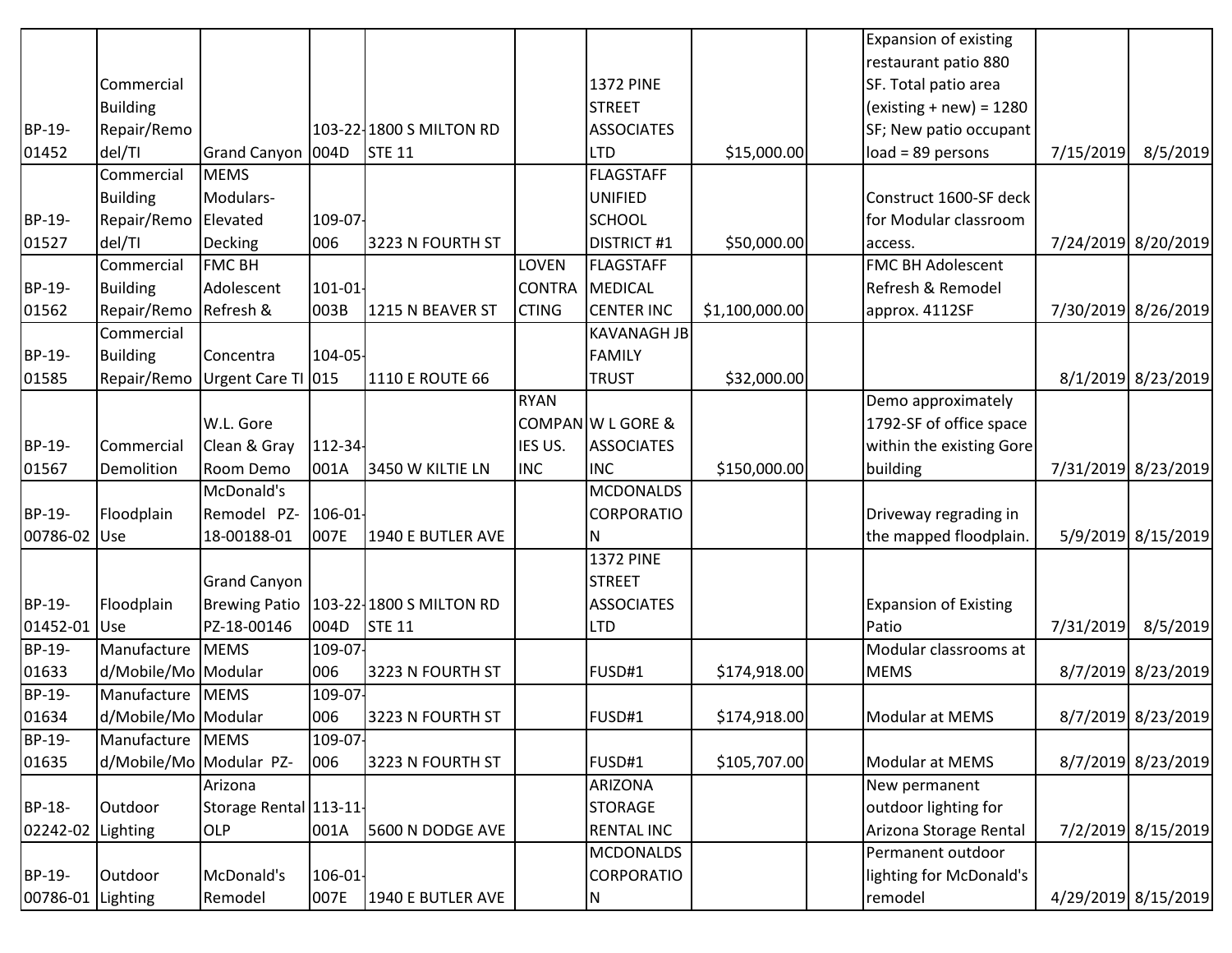| | | | | | | | | | | | |
|---|---|---|---|---|---|---|---|---|---|---|---|
| BP-19-01452 | Commercial Building Repair/Remodel/TI | Grand Canyon | 103-22-004D | 1800 S MILTON RD STE 11 | | 1372 PINE STREET ASSOCIATES LTD | $15,000.00 | | Expansion of existing restaurant patio 880 SF. Total patio area (existing + new) = 1280 SF; New patio occupant load = 89 persons | 7/15/2019 | 8/5/2019 |
| BP-19-01527 | Commercial Building Repair/Remodel/TI | MEMS Modulars-Elevated Decking | 109-07-006 | 3223 N FOURTH ST | | FLAGSTAFF UNIFIED SCHOOL DISTRICT #1 | $50,000.00 | | Construct 1600-SF deck for Modular classroom access. | 7/24/2019 | 8/20/2019 |
| BP-19-01562 | Commercial Building Repair/Remo | FMC BH Adolescent Refresh & | 101-01-003B | 1215 N BEAVER ST | LOVEN CONTRACTING | FLAGSTAFF MEDICAL CENTER INC | $1,100,000.00 | | FMC BH Adolescent Refresh & Remodel approx. 4112SF | 7/30/2019 | 8/26/2019 |
| BP-19-01585 | Commercial Building Repair/Remo | Concentra Urgent Care TI | 104-05-015 | 1110 E ROUTE 66 | | KAVANAGH JB FAMILY TRUST | $32,000.00 | | | 8/1/2019 | 8/23/2019 |
| BP-19-01567 | Commercial Demolition | W.L. Gore Clean & Gray Room Demo | 112-34-001A | 3450 W KILTIE LN | RYAN COMPANIES US. INC | W L GORE & ASSOCIATES INC | $150,000.00 | | Demo approximately 1792-SF of office space within the existing Gore building | 7/31/2019 | 8/23/2019 |
| BP-19-00786-02 | Floodplain Use | McDonald's Remodel PZ-18-00188-01 | 106-01-007E | 1940 E BUTLER AVE | | MCDONALDS CORPORATION | | | Driveway regrading in the mapped floodplain. | 5/9/2019 | 8/15/2019 |
| BP-19-01452-01 | Floodplain Use | Grand Canyon Brewing Patio PZ-18-00146 | 103-22-004D | 1800 S MILTON RD STE 11 | | 1372 PINE STREET ASSOCIATES LTD | | | Expansion of Existing Patio | 7/31/2019 | 8/5/2019 |
| BP-19-01633 | Manufactured/Mobile/Mo | MEMS Modular | 109-07-006 | 3223 N FOURTH ST | | FUSD#1 | $174,918.00 | | Modular classrooms at MEMS | 8/7/2019 | 8/23/2019 |
| BP-19-01634 | Manufactured/Mobile/Mo | MEMS Modular | 109-07-006 | 3223 N FOURTH ST | | FUSD#1 | $174,918.00 | | Modular at MEMS | 8/7/2019 | 8/23/2019 |
| BP-19-01635 | Manufactured/Mobile/Mo | MEMS Modular PZ- | 109-07-006 | 3223 N FOURTH ST | | FUSD#1 | $105,707.00 | | Modular at MEMS | 8/7/2019 | 8/23/2019 |
| BP-18-02242-02 | Outdoor Lighting | Arizona Storage Rental OLP | 113-11-001A | 5600 N DODGE AVE | | ARIZONA STORAGE RENTAL INC | | | New permanent outdoor lighting for Arizona Storage Rental | 7/2/2019 | 8/15/2019 |
| BP-19-00786-01 | Outdoor Lighting | McDonald's Remodel | 106-01-007E | 1940 E BUTLER AVE | | MCDONALDS CORPORATION | | | Permanent outdoor lighting for McDonald's remodel | 4/29/2019 | 8/15/2019 |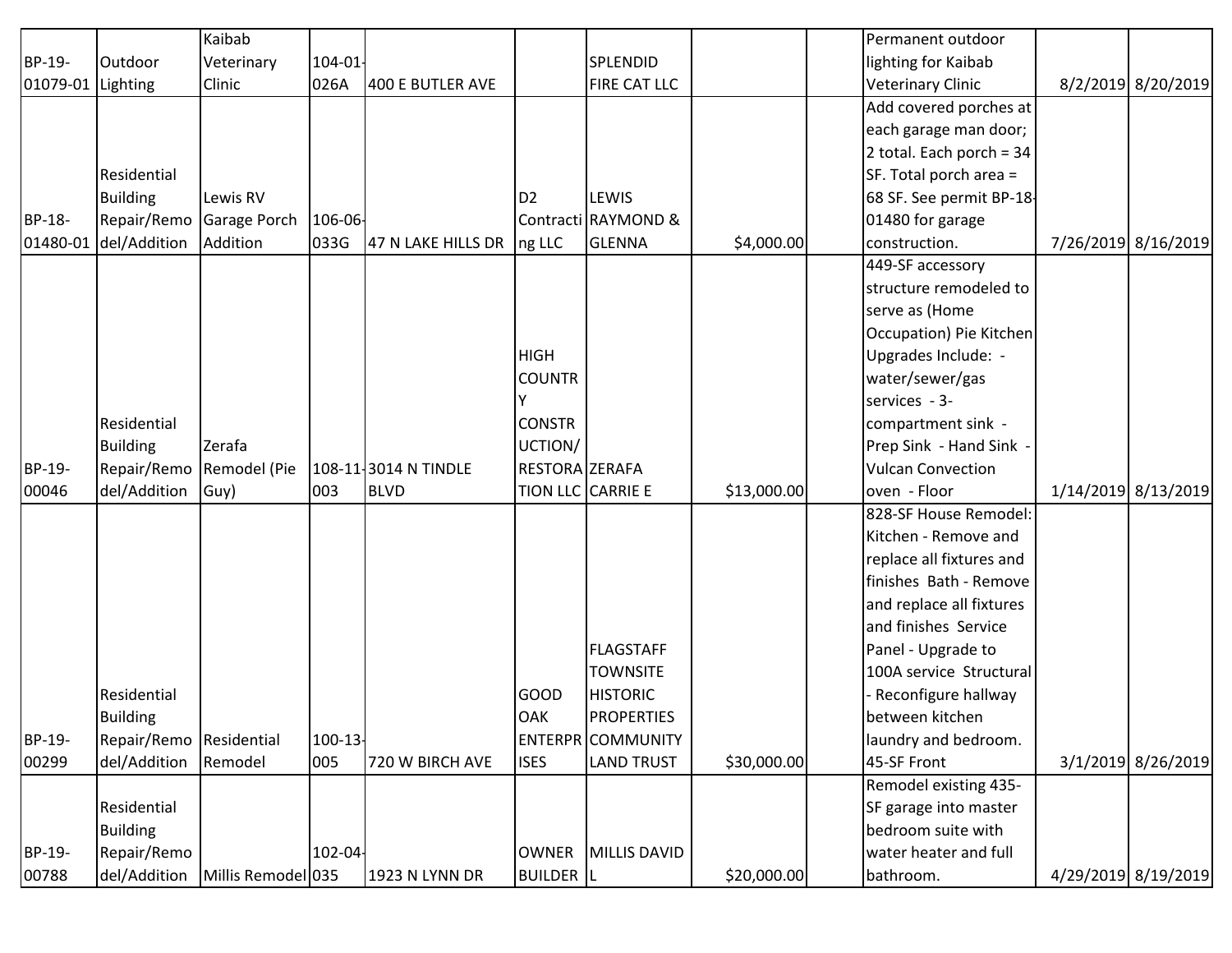| | | | | | | | | | | | |
|---|---|---|---|---|---|---|---|---|---|---|---|
| BP-19-01079-01 | Outdoor Lighting | Kaibab Veterinary Clinic | 104-01-026A | 400 E BUTLER AVE | | SPLENDID FIRE CAT LLC | | | Permanent outdoor lighting for Kaibab Veterinary Clinic | 8/2/2019 | 8/20/2019 |
| BP-18-01480-01 | Residential Building Repair/Remodel/Addition | Lewis RV Garage Porch Addition | 106-06-033G | 47 N LAKE HILLS DR | D2 Contracting LLC | LEWIS RAYMOND & GLENNA | $4,000.00 | | Add covered porches at each garage man door; 2 total. Each porch = 34 SF. Total porch area = 68 SF. See permit BP-18-01480 for garage construction. | 7/26/2019 | 8/16/2019 |
| BP-19-00046 | Residential Building Repair/Remodel/Addition | Zerafa Remodel (Pie Guy) | 108-11-003 | 3014 N TINDLE BLVD | HIGH COUNTRY CONSTRUCTION/RESTORATION LLC | ZERAFA CARRIE E | $13,000.00 | | 449-SF accessory structure remodeled to serve as (Home Occupation) Pie Kitchen Upgrades Include: - water/sewer/gas services - 3-compartment sink - Prep Sink - Hand Sink - Vulcan Convection oven - Floor | 1/14/2019 | 8/13/2019 |
| BP-19-00299 | Residential Building Repair/Remodel/Addition | Residential Remodel | 100-13-005 | 720 W BIRCH AVE | GOOD OAK ENTERPRISES | FLAGSTAFF TOWNSITE HISTORIC PROPERTIES COMMUNITY LAND TRUST | $30,000.00 | | 828-SF House Remodel: Kitchen - Remove and replace all fixtures and finishes Bath - Remove and replace all fixtures and finishes Service Panel - Upgrade to 100A service Structural - Reconfigure hallway between kitchen laundry and bedroom. 45-SF Front | 3/1/2019 | 8/26/2019 |
| BP-19-00788 | Residential Building Repair/Remodel/Addition | Millis Remodel | 102-04-035 | 1923 N LYNN DR | OWNER BUILDER | MILLIS DAVID L | $20,000.00 | | Remodel existing 435-SF garage into master bedroom suite with water heater and full bathroom. | 4/29/2019 | 8/19/2019 |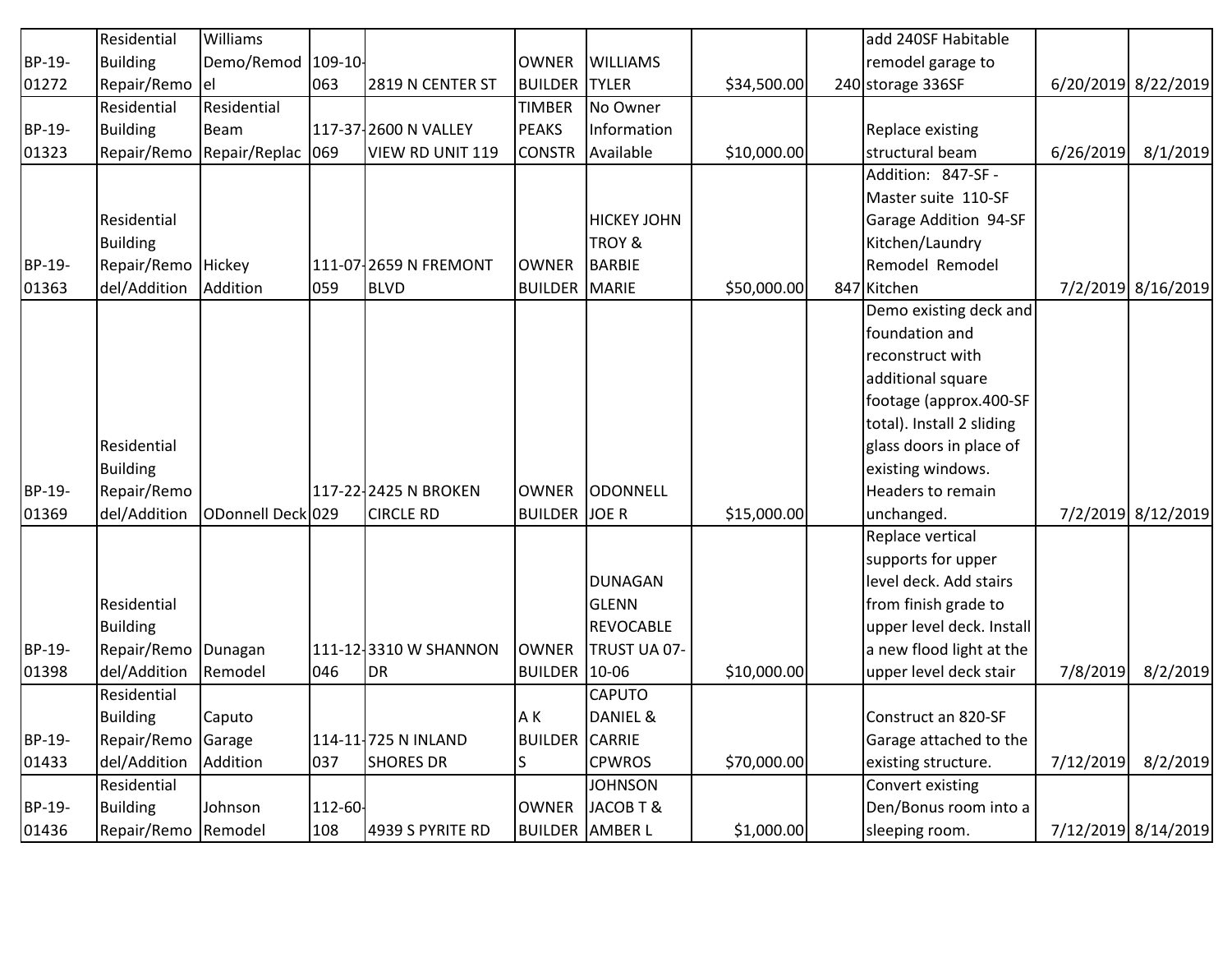| | | | | | | | | | | | |
|---|---|---|---|---|---|---|---|---|---|---|---|
| BP-19-01272 | Residential Building Repair/Remo | Williams Demo/Remodel | 109-10-063 | 2819 N CENTER ST | OWNER BUILDER | WILLIAMS TYLER | $34,500.00 | 240 | add 240SF Habitable remodel garage to storage 336SF | 6/20/2019 | 8/22/2019 |
| BP-19-01323 | Residential Building Repair/Remo | Residential Beam Repair/Replac | 117-37-069 | 2600 N VALLEY VIEW RD UNIT 119 | TIMBER PEAKS CONSTR | No Owner Information Available | $10,000.00 | | Replace existing structural beam | 6/26/2019 | 8/1/2019 |
| BP-19-01363 | Residential Building Repair/Remodel/Addition | Hickey Addition | 111-07-059 | 2659 N FREMONT BLVD | OWNER BUILDER | HICKEY JOHN TROY & BARBIE MARIE | $50,000.00 | 847 | Addition: 847-SF - Master suite 110-SF Garage Addition 94-SF Kitchen/Laundry Remodel Remodel Kitchen | 7/2/2019 | 8/16/2019 |
| BP-19-01369 | Residential Building Repair/Remodel/Addition | ODonnell Deck | 117-22-029 | 2425 N BROKEN CIRCLE RD | OWNER BUILDER | ODONNELL JOE R | $15,000.00 | | Demo existing deck and foundation and reconstruct with additional square footage (approx.400-SF total). Install 2 sliding glass doors in place of existing windows. Headers to remain unchanged. | 7/2/2019 | 8/12/2019 |
| BP-19-01398 | Residential Building Repair/Remodel/Addition | Dunagan Remodel | 111-12-046 | 3310 W SHANNON DR | OWNER BUILDER | DUNAGAN GLENN REVOCABLE TRUST UA 07-10-06 | $10,000.00 | | Replace vertical supports for upper level deck. Add stairs from finish grade to upper level deck. Install a new flood light at the upper level deck stair | 7/8/2019 | 8/2/2019 |
| BP-19-01433 | Residential Building Repair/Remodel/Addition | Caputo Garage Addition | 114-11-037 | 725 N INLAND SHORES DR | A K BUILDERS | CAPUTO DANIEL & CARRIE CPWROS | $70,000.00 | | Construct an 820-SF Garage attached to the existing structure. | 7/12/2019 | 8/2/2019 |
| BP-19-01436 | Residential Building Repair/Remo | Johnson Remodel | 112-60-108 | 4939 S PYRITE RD | OWNER BUILDER | JOHNSON JACOB T & AMBER L | $1,000.00 | | Convert existing Den/Bonus room into a sleeping room. | 7/12/2019 | 8/14/2019 |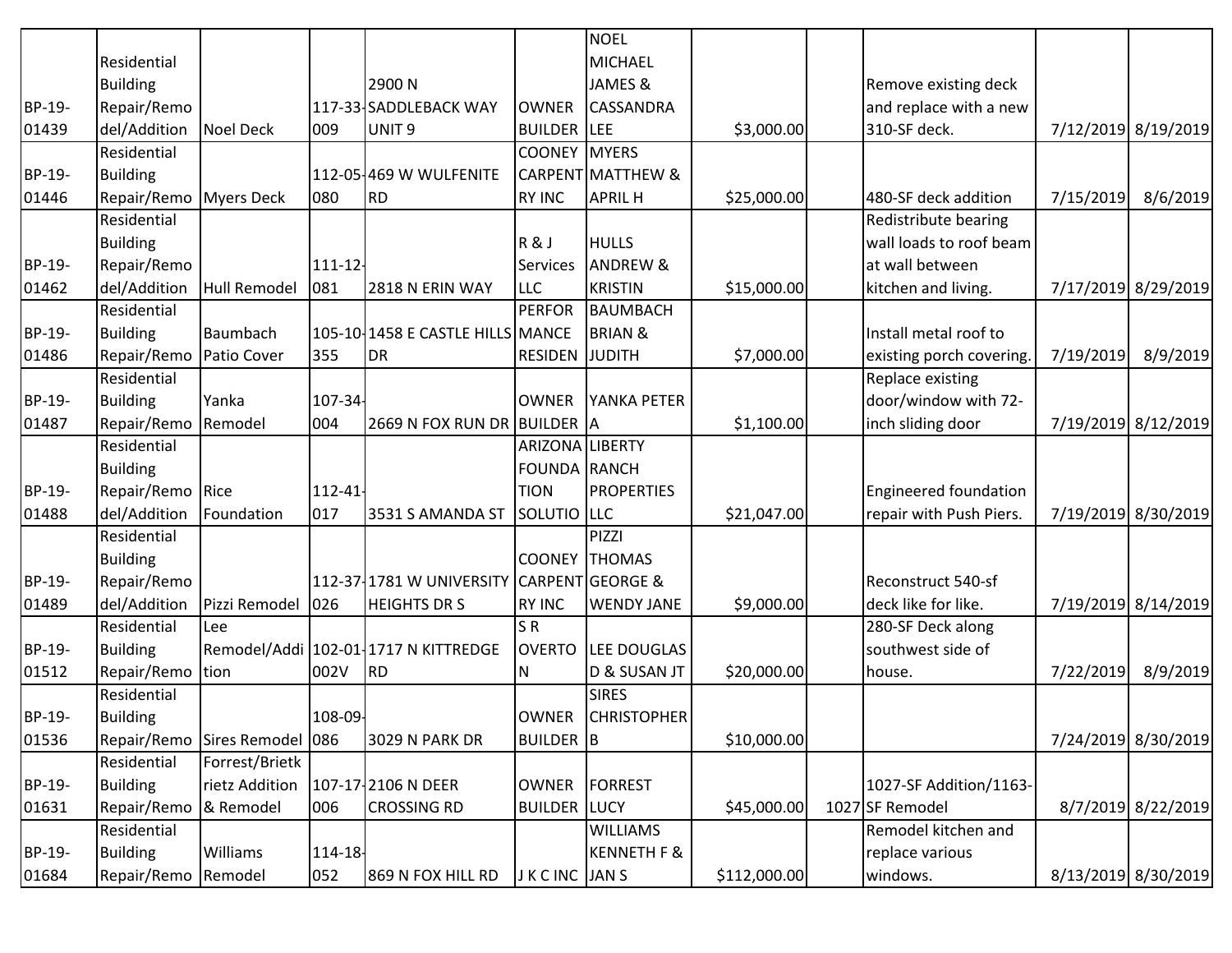| | | | | | | | | | | | |
|---|---|---|---|---|---|---|---|---|---|---|---|
| BP-19-01439 | Residential Building Repair/Remodel/Addition | Noel Deck | 117-33-009 | 2900 N SADDLEBACK WAY UNIT 9 | OWNER BUILDER | NOEL MICHAEL JAMES & CASSANDRA LEE | $3,000.00 | | Remove existing deck and replace with a new 310-SF deck. | 7/12/2019 | 8/19/2019 |
| BP-19-01446 | Residential Building Repair/Remo | Myers Deck | 112-05-080 | 469 W WULFENITE RD | COONEY CARPENTRY INC | MYERS MATTHEW & APRIL H | $25,000.00 | | 480-SF deck addition | 7/15/2019 | 8/6/2019 |
| BP-19-01462 | Residential Building Repair/Remodel/Addition | Hull Remodel | 111-12-081 | 2818 N ERIN WAY | R & J Services LLC | HULLS ANDREW & KRISTIN | $15,000.00 | | Redistribute bearing wall loads to roof beam at wall between kitchen and living. | 7/17/2019 | 8/29/2019 |
| BP-19-01486 | Residential Building Repair/Remo | Baumbach Patio Cover | 105-10-355 | 1458 E CASTLE HILLS DR | PERFORMANCE RESIDEN | BAUMBACH BRIAN & JUDITH | $7,000.00 | | Install metal roof to existing porch covering. | 7/19/2019 | 8/9/2019 |
| BP-19-01487 | Residential Building Repair/Remo | Yanka Remodel | 107-34-004 | 2669 N FOX RUN DR | OWNER BUILDER | YANKA PETER A | $1,100.00 | | Replace existing door/window with 72-inch sliding door | 7/19/2019 | 8/12/2019 |
| BP-19-01488 | Residential Building Repair/Remodel/Addition | Rice Foundation | 112-41-017 | 3531 S AMANDA ST | ARIZONA FOUNDATION SOLUTIO | LIBERTY RANCH PROPERTIES LLC | $21,047.00 | | Engineered foundation repair with Push Piers. | 7/19/2019 | 8/30/2019 |
| BP-19-01489 | Residential Building Repair/Remodel/Addition | Pizzi Remodel | 112-37-026 | 1781 W UNIVERSITY HEIGHTS DR S | COONEY CARPENTRY INC | PIZZI THOMAS GEORGE & WENDY JANE | $9,000.00 | | Reconstruct 540-sf deck like for like. | 7/19/2019 | 8/14/2019 |
| BP-19-01512 | Residential Building Repair/Remo | Lee Remodel/Addition | 102-01-002V | 1717 N KITTREDGE RD | S R OVERTON | LEE DOUGLAS D & SUSAN JT | $20,000.00 | | 280-SF Deck along southwest side of house. | 7/22/2019 | 8/9/2019 |
| BP-19-01536 | Residential Building Repair/Remo | Sires Remodel | 108-09-086 | 3029 N PARK DR | OWNER BUILDER | SIRES CHRISTOPHER B | $10,000.00 | | | 7/24/2019 | 8/30/2019 |
| BP-19-01631 | Residential Building Repair/Remo | Forrest/Brietkrietz Addition & Remodel | 107-17-006 | 2106 N DEER CROSSING RD | OWNER BUILDER | FORREST LUCY | $45,000.00 | 1027 | 1027-SF Addition/1163-SF Remodel | 8/7/2019 | 8/22/2019 |
| BP-19-01684 | Residential Building Repair/Remo | Williams Remodel | 114-18-052 | 869 N FOX HILL RD | J K C INC | WILLIAMS KENNETH F & JAN S | $112,000.00 | | Remodel kitchen and replace various windows. | 8/13/2019 | 8/30/2019 |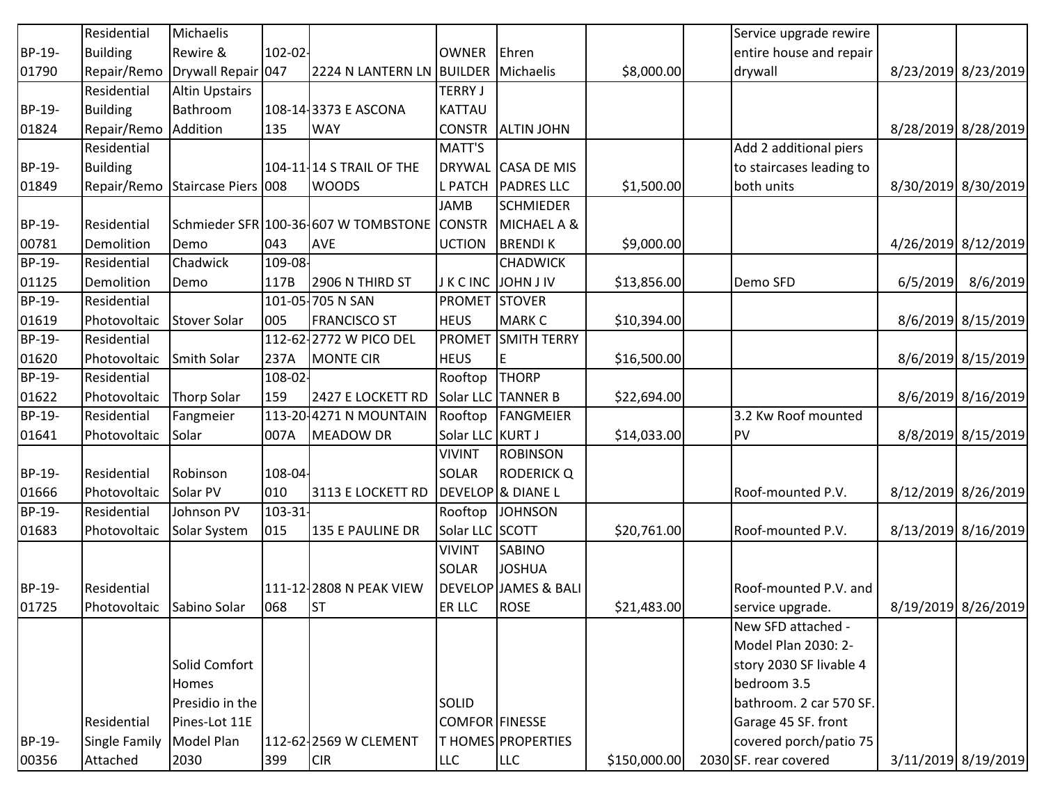| | | | | | | | | | | | |
|---|---|---|---|---|---|---|---|---|---|---|---|
| BP-19-01790 | Residential Building Repair/Remo | Michaelis Rewire & Drywall Repair | 102-02-047 | 2224 N LANTERN LN | OWNER BUILDER | Ehren Michaelis | $8,000.00 | | Service upgrade rewire entire house and repair drywall | 8/23/2019 | 8/23/2019 |
| BP-19-01824 | Residential Building Repair/Remo | Altin Upstairs Bathroom Addition | 108-14-135 | 3373 E ASCONA WAY | TERRY J KATTAU CONSTR | ALTIN JOHN | | | | 8/28/2019 | 8/28/2019 |
| BP-19-01849 | Residential Building Repair/Remo | Staircase Piers | 104-11-008 | 14 S TRAIL OF THE WOODS | MATT'S DRYWAL L PATCH | CASA DE MIS PADRES LLC | $1,500.00 | | Add 2 additional piers to staircases leading to both units | 8/30/2019 | 8/30/2019 |
| BP-19-00781 | Residential Demolition | Schmieder SFR Demo | 100-36-043 | 607 W TOMBSTONE AVE | JAMB CONSTR UCTION | SCHMIEDER MICHAEL A & BRENDI K | $9,000.00 | | | 4/26/2019 | 8/12/2019 |
| BP-19-01125 | Residential Demolition | Chadwick Demo | 109-08-117B | 2906 N THIRD ST | J K C INC | CHADWICK JOHN J IV | $13,856.00 | | Demo SFD | 6/5/2019 | 8/6/2019 |
| BP-19-01619 | Residential Photovoltaic | Stover Solar | 101-05-005 | 705 N SAN FRANCISCO ST | PROMET HEUS | STOVER MARK C | $10,394.00 | | | 8/6/2019 | 8/15/2019 |
| BP-19-01620 | Residential Photovoltaic | Smith Solar | 112-62-237A | 2772 W PICO DEL MONTE CIR | PROMET HEUS | SMITH TERRY E | $16,500.00 | | | 8/6/2019 | 8/15/2019 |
| BP-19-01622 | Residential Photovoltaic | Thorp Solar | 108-02-159 | 2427 E LOCKETT RD | Rooftop Solar LLC | THORP TANNER B | $22,694.00 | | | 8/6/2019 | 8/16/2019 |
| BP-19-01641 | Residential Photovoltaic | Fangmeier Solar | 113-20-007A | 4271 N MOUNTAIN MEADOW DR | Rooftop Solar LLC | FANGMEIER KURT J | $14,033.00 | | 3.2 Kw Roof mounted PV | 8/8/2019 | 8/15/2019 |
| BP-19-01666 | Residential Photovoltaic | Robinson Solar PV | 108-04-010 | 3113 E LOCKETT RD | VIVINT SOLAR DEVELOP | ROBINSON RODERICK Q & DIANE L | | | Roof-mounted P.V. | 8/12/2019 | 8/26/2019 |
| BP-19-01683 | Residential Photovoltaic | Johnson PV Solar System | 103-31-015 | 135 E PAULINE DR | Rooftop Solar LLC | JOHNSON SCOTT | $20,761.00 | | Roof-mounted P.V. | 8/13/2019 | 8/16/2019 |
| BP-19-01725 | Residential Photovoltaic | Sabino Solar | 111-12-068 | 2808 N PEAK VIEW ST | VIVINT SOLAR DEVELOP ER LLC | SABINO JOSHUA JAMES & BALI ROSE | $21,483.00 | | Roof-mounted P.V. and service upgrade. | 8/19/2019 | 8/26/2019 |
| BP-19-00356 | Residential Single Family Attached | Solid Comfort Homes Presidio in the Pines-Lot 11E Model Plan 2030 | 112-62-399 | 2569 W CLEMENT CIR | SOLID COMFOR T HOMES LLC | FINESSE PROPERTIES LLC | $150,000.00 | 2030 | New SFD attached - Model Plan 2030: 2-story 2030 SF livable 4 bedroom 3.5 bathroom. 2 car 570 SF. Garage 45 SF. front covered porch/patio 75 SF. rear covered | 3/11/2019 | 8/19/2019 |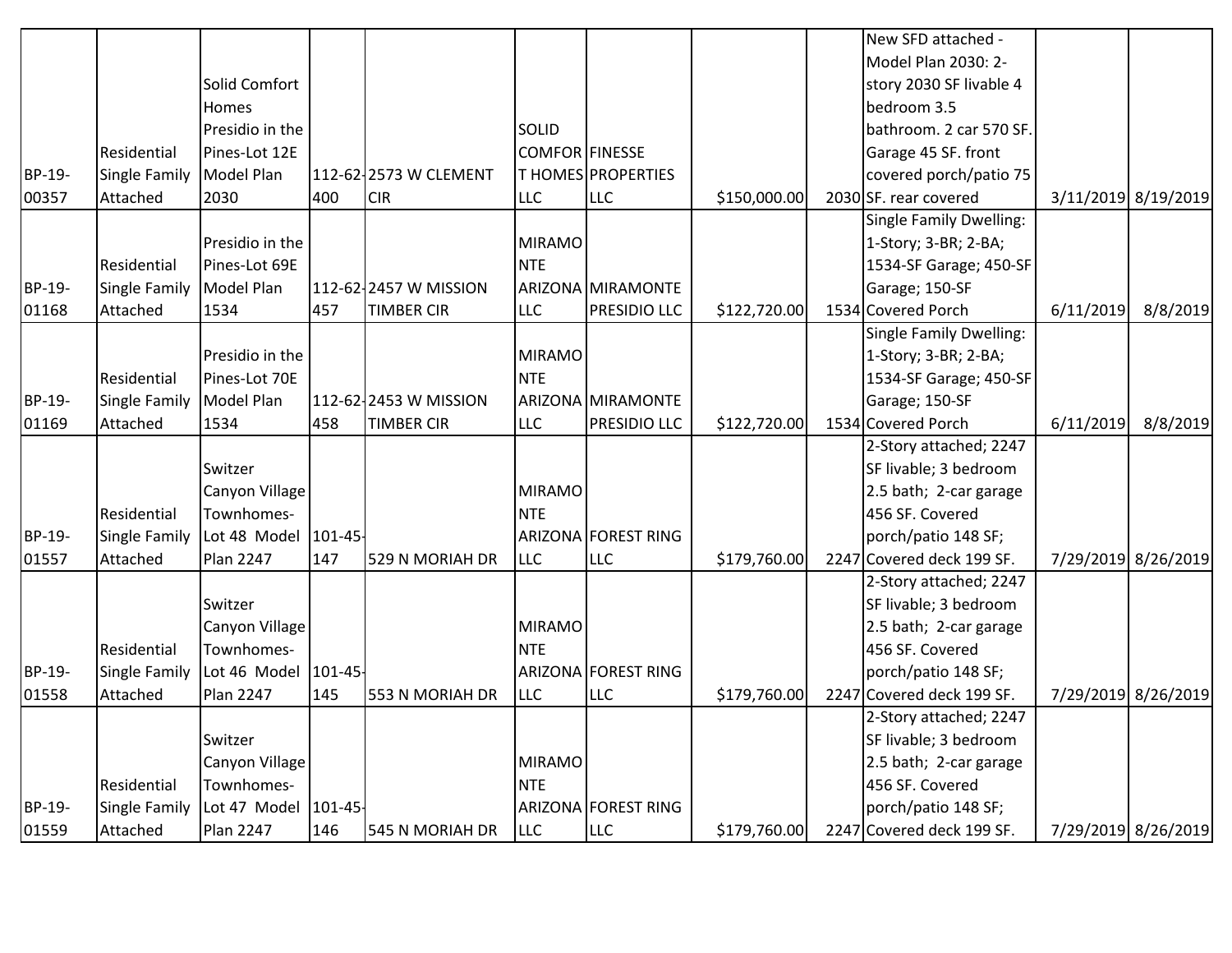| | | | | | | | | | | | |
|---|---|---|---|---|---|---|---|---|---|---|---|
| BP-19-00357 | Residential Single Family Attached | Solid Comfort Homes Presidio in the Pines-Lot 12E Model Plan 2030 | 112-62-400 | 2573 W CLEMENT CIR | SOLID COMFORT HOMES LLC | FINESSE PROPERTIES LLC | $150,000.00 | 2030 | New SFD attached - Model Plan 2030: 2-story 2030 SF livable 4 bedroom 3.5 bathroom. 2 car 570 SF. Garage 45 SF. front covered porch/patio 75 SF. rear covered | 3/11/2019 | 8/19/2019 |
| BP-19-01168 | Residential Single Family Attached | Presidio in the Pines-Lot 69E Model Plan 1534 | 112-62-457 | 2457 W MISSION TIMBER CIR | MIRAMONTE ARIZONA LLC | MIRAMONTE PRESIDIO LLC | $122,720.00 | 1534 | Single Family Dwelling: 1-Story; 3-BR; 2-BA; 1534-SF Garage; 450-SF Garage; 150-SF Covered Porch | 6/11/2019 | 8/8/2019 |
| BP-19-01169 | Residential Single Family Attached | Presidio in the Pines-Lot 70E Model Plan 1534 | 112-62-458 | 2453 W MISSION TIMBER CIR | MIRAMONTE ARIZONA LLC | MIRAMONTE PRESIDIO LLC | $122,720.00 | 1534 | Single Family Dwelling: 1-Story; 3-BR; 2-BA; 1534-SF Garage; 450-SF Garage; 150-SF Covered Porch | 6/11/2019 | 8/8/2019 |
| BP-19-01557 | Residential Single Family Attached | Switzer Canyon Village Townhomes-Lot 48 Model Plan 2247 | 101-45-147 | 529 N MORIAH DR | MIRAMONTE ARIZONA LLC | FOREST RING LLC | $179,760.00 | 2247 | 2-Story attached; 2247 SF livable; 3 bedroom 2.5 bath; 2-car garage 456 SF. Covered porch/patio 148 SF; Covered deck 199 SF. | 7/29/2019 | 8/26/2019 |
| BP-19-01558 | Residential Single Family Attached | Switzer Canyon Village Townhomes-Lot 46 Model Plan 2247 | 101-45-145 | 553 N MORIAH DR | MIRAMONTE ARIZONA LLC | FOREST RING LLC | $179,760.00 | 2247 | 2-Story attached; 2247 SF livable; 3 bedroom 2.5 bath; 2-car garage 456 SF. Covered porch/patio 148 SF; Covered deck 199 SF. | 7/29/2019 | 8/26/2019 |
| BP-19-01559 | Residential Single Family Attached | Switzer Canyon Village Townhomes-Lot 47 Model Plan 2247 | 101-45-146 | 545 N MORIAH DR | MIRAMONTE ARIZONA LLC | FOREST RING LLC | $179,760.00 | 2247 | 2-Story attached; 2247 SF livable; 3 bedroom 2.5 bath; 2-car garage 456 SF. Covered porch/patio 148 SF; Covered deck 199 SF. | 7/29/2019 | 8/26/2019 |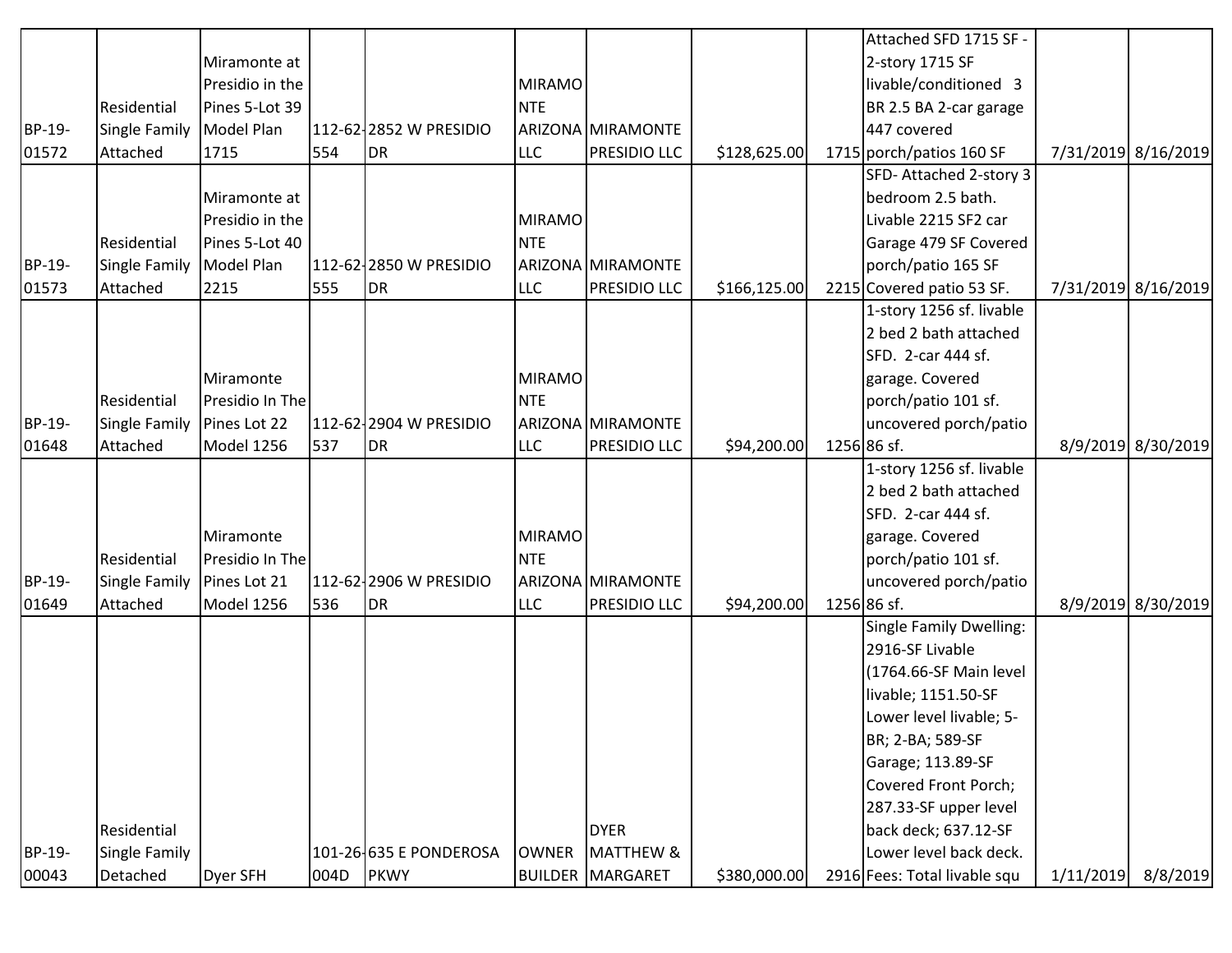| | | | | | | | | | | | |
|---|---|---|---|---|---|---|---|---|---|---|---|
| BP-19-01572 | Residential Single Family Attached | Miramonte at Presidio in the Pines 5-Lot 39 Model Plan 1715 | 112-62-554 | 2852 W PRESIDIO DR | MIRAMONTE ARIZONA LLC | MIRAMONTE PRESIDIO LLC | $128,625.00 | 1715 | Attached SFD 1715 SF - 2-story 1715 SF livable/conditioned 3 BR 2.5 BA 2-car garage 447 covered porch/patios 160 SF | 7/31/2019 | 8/16/2019 |
| BP-19-01573 | Residential Single Family Attached | Miramonte at Presidio in the Pines 5-Lot 40 Model Plan 2215 | 112-62-555 | 2850 W PRESIDIO DR | MIRAMONTE ARIZONA LLC | MIRAMONTE PRESIDIO LLC | $166,125.00 | 2215 | SFD- Attached 2-story 3 bedroom 2.5 bath. Livable 2215 SF2 car Garage 479 SF Covered porch/patio 165 SF Covered patio 53 SF. | 7/31/2019 | 8/16/2019 |
| BP-19-01648 | Residential Single Family Attached | Miramonte Presidio In The Pines Lot 22 Model 1256 | 112-62-537 | 2904 W PRESIDIO DR | MIRAMONTE ARIZONA LLC | MIRAMONTE PRESIDIO LLC | $94,200.00 | 1256 | 1-story 1256 sf. livable 2 bed 2 bath attached SFD. 2-car 444 sf. garage. Covered porch/patio 101 sf. uncovered porch/patio 86 sf. | 8/9/2019 | 8/30/2019 |
| BP-19-01649 | Residential Single Family Attached | Miramonte Presidio In The Pines Lot 21 Model 1256 | 112-62-536 | 2906 W PRESIDIO DR | MIRAMONTE ARIZONA LLC | MIRAMONTE PRESIDIO LLC | $94,200.00 | 1256 | 1-story 1256 sf. livable 2 bed 2 bath attached SFD. 2-car 444 sf. garage. Covered porch/patio 101 sf. uncovered porch/patio 86 sf. | 8/9/2019 | 8/30/2019 |
| BP-19-00043 | Residential Single Family Detached | Dyer SFH | 101-26-004D | 635 E PONDEROSA PKWY | OWNER BUILDER | DYER MATTHEW & MARGARET | $380,000.00 | 2916 | Single Family Dwelling: 2916-SF Livable (1764.66-SF Main level livable; 1151.50-SF Lower level livable; 5-BR; 2-BA; 589-SF Garage; 113.89-SF Covered Front Porch; 287.33-SF upper level back deck; 637.12-SF Lower level back deck. Fees: Total livable squ | 1/11/2019 | 8/8/2019 |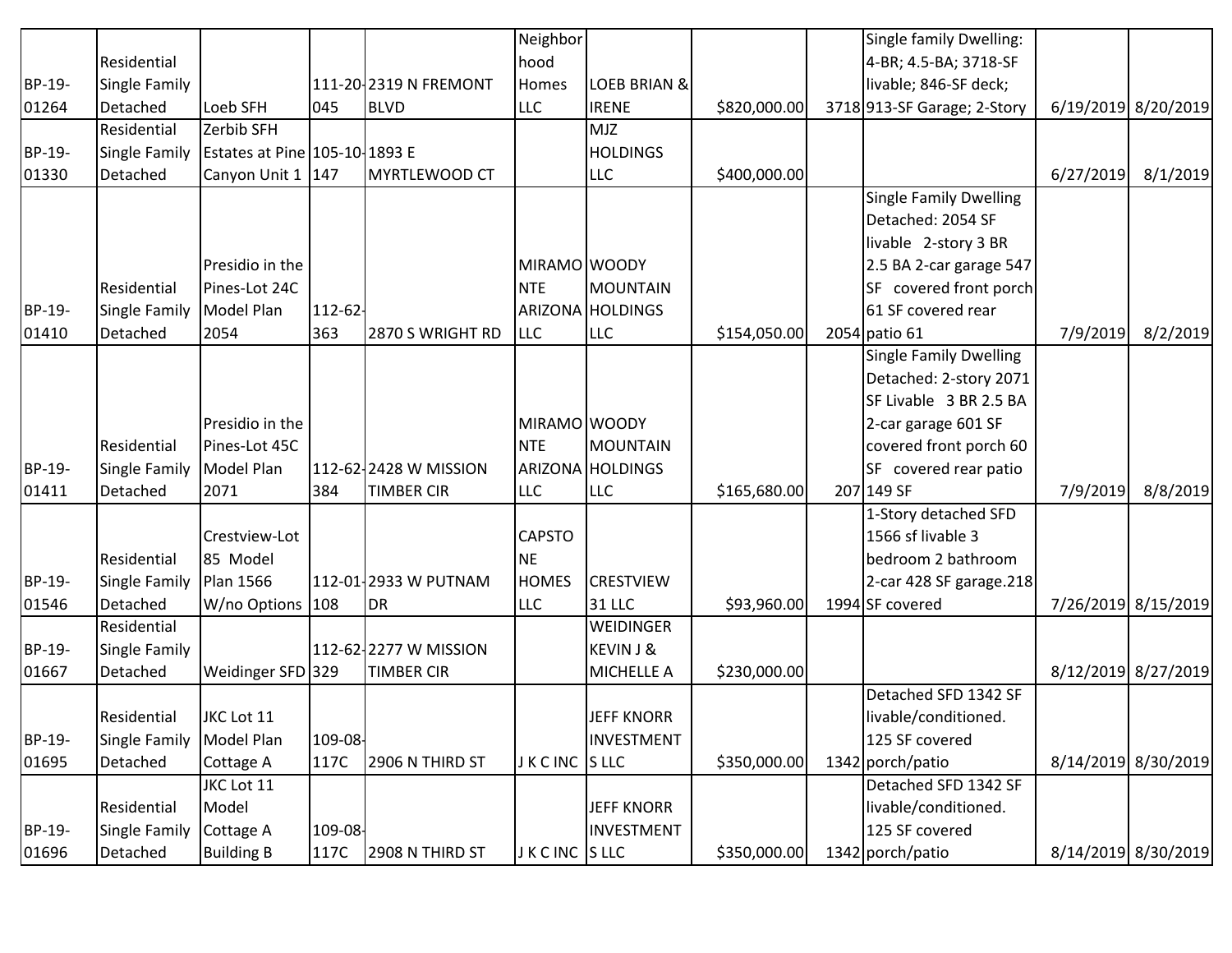| | | | | | | | | | | | |
|---|---|---|---|---|---|---|---|---|---|---|---|
| BP-19-01264 | Residential Single Family Detached | Loeb SFH | 111-20-045 | 2319 N FREMONT BLVD | Neighborhood Homes LLC | LOEB BRIAN & IRENE | $820,000.00 | 3718 | Single family Dwelling: 4-BR; 4.5-BA; 3718-SF livable; 846-SF deck; 913-SF Garage; 2-Story | 6/19/2019 | 8/20/2019 |
| BP-19-01330 | Residential Single Family Detached | Zerbib SFH Estates at Pine Canyon Unit 1 | 105-10-147 | 1893 E MYRTLEWOOD CT | | MJZ HOLDINGS LLC | $400,000.00 | | | 6/27/2019 | 8/1/2019 |
| BP-19-01410 | Residential Single Family Detached | Presidio in the Pines-Lot 24C Model Plan 2054 | 112-62-363 | 2870 S WRIGHT RD | MIRAMONTE ARIZONA LLC | WOODY MOUNTAIN HOLDINGS LLC | $154,050.00 | 2054 | Single Family Dwelling Detached: 2054 SF livable 2-story 3 BR 2.5 BA 2-car garage 547 SF covered front porch 61 SF covered rear patio 61 | 7/9/2019 | 8/2/2019 |
| BP-19-01411 | Residential Single Family Detached | Presidio in the Pines-Lot 45C Model Plan 2071 | 112-62-384 | 2428 W MISSION TIMBER CIR | MIRAMONTE ARIZONA LLC | WOODY MOUNTAIN HOLDINGS LLC | $165,680.00 | 207 | Single Family Dwelling Detached: 2-story 2071 SF Livable 3 BR 2.5 BA 2-car garage 601 SF covered front porch 60 SF covered rear patio 149 SF | 7/9/2019 | 8/8/2019 |
| BP-19-01546 | Residential Single Family Detached | Crestview-Lot 85 Model Plan 1566 W/no Options | 112-01-108 | 2933 W PUTNAM DR | CAPSTONE HOMES LLC | CRESTVIEW 31 LLC | $93,960.00 | 1994 | 1-Story detached SFD 1566 sf livable 3 bedroom 2 bathroom 2-car 428 SF garage.218 SF covered | 7/26/2019 | 8/15/2019 |
| BP-19-01667 | Residential Single Family Detached | Weidinger SFD | 112-62-329 | 2277 W MISSION TIMBER CIR | | WEIDINGER KEVIN J & MICHELLE A | $230,000.00 | | | 8/12/2019 | 8/27/2019 |
| BP-19-01695 | Residential Single Family Detached | JKC Lot 11 Model Plan Cottage A | 109-08-117C | 2906 N THIRD ST | J K C INC | JEFF KNORR INVESTMENTS LLC | $350,000.00 | 1342 | Detached SFD 1342 SF livable/conditioned. 125 SF covered porch/patio | 8/14/2019 | 8/30/2019 |
| BP-19-01696 | Residential Single Family Detached | JKC Lot 11 Model Cottage A Building B | 109-08-117C | 2908 N THIRD ST | J K C INC | JEFF KNORR INVESTMENTS LLC | $350,000.00 | 1342 | Detached SFD 1342 SF livable/conditioned. 125 SF covered porch/patio | 8/14/2019 | 8/30/2019 |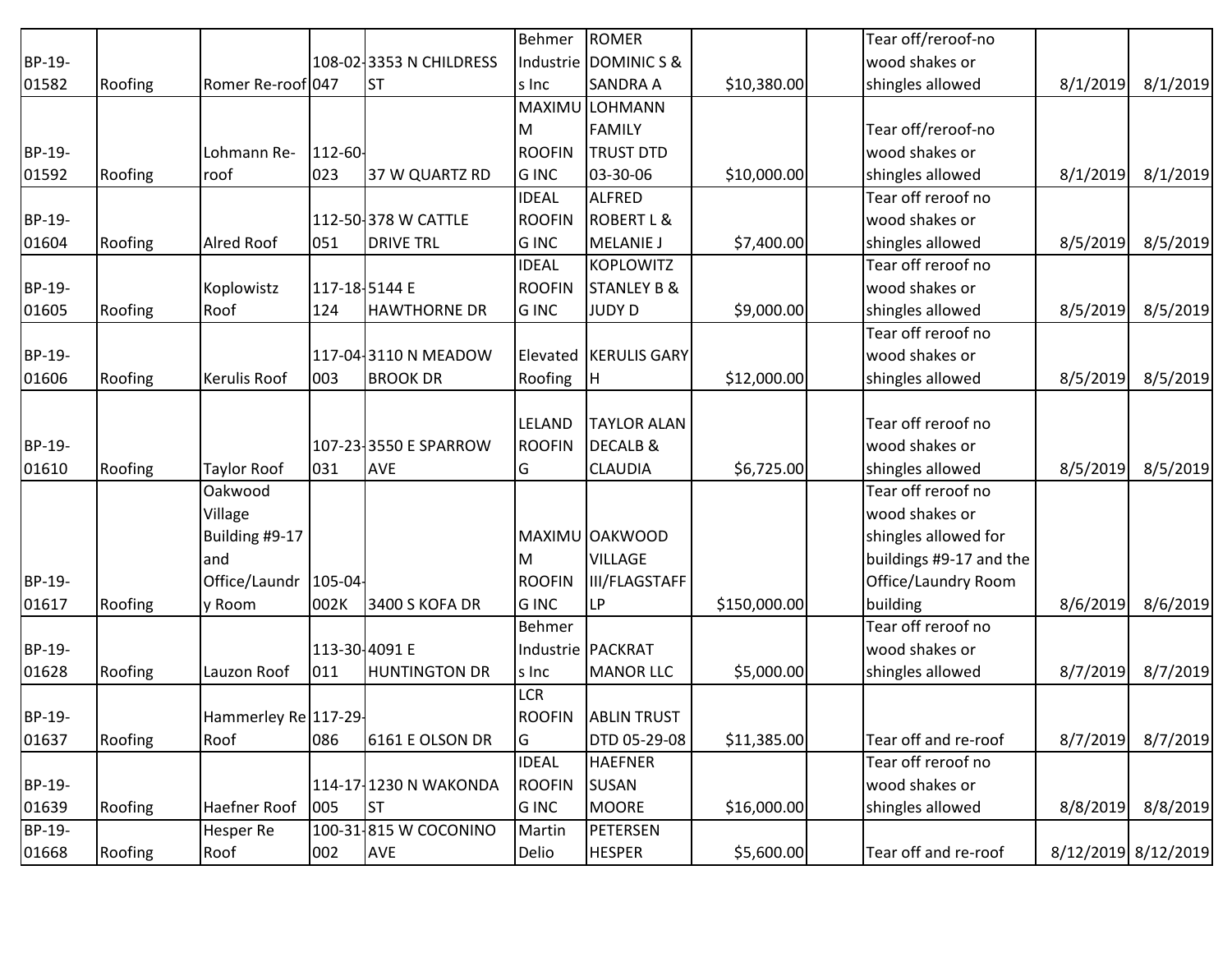| | | | | | | | | | | | |
|---|---|---|---|---|---|---|---|---|---|---|---|
| BP-19-01582 | Roofing | Romer Re-roof | 108-02-047 | 3353 N CHILDRESS ST | Behmer Industries Inc | ROMER DOMINIC S & SANDRA A | $10,380.00 | | Tear off/reroof-no wood shakes or shingles allowed | 8/1/2019 | 8/1/2019 |
| BP-19-01592 | Roofing | Lohmann Re-roof | 112-60-023 | 37 W QUARTZ RD | MAXIMUM ROOFING INC | LOHMANN FAMILY TRUST DTD 03-30-06 | $10,000.00 | | Tear off/reroof-no wood shakes or shingles allowed | 8/1/2019 | 8/1/2019 |
| BP-19-01604 | Roofing | Alred Roof | 112-50-051 | 378 W CATTLE DRIVE TRL | IDEAL ROOFING INC | ALFRED ROBERT L & MELANIE J | $7,400.00 | | Tear off reroof no wood shakes or shingles allowed | 8/5/2019 | 8/5/2019 |
| BP-19-01605 | Roofing | Koplowistz Roof | 117-18-124 | 5144 E HAWTHORNE DR | IDEAL ROOFING INC | KOPLOWITZ STANLEY B & JUDY D | $9,000.00 | | Tear off reroof no wood shakes or shingles allowed | 8/5/2019 | 8/5/2019 |
| BP-19-01606 | Roofing | Kerulis Roof | 117-04-003 | 3110 N MEADOW BROOK DR | Elevated Roofing | KERULIS GARY H | $12,000.00 | | Tear off reroof no wood shakes or shingles allowed | 8/5/2019 | 8/5/2019 |
| BP-19-01610 | Roofing | Taylor Roof | 107-23-031 | 3550 E SPARROW AVE | LELAND ROOFING | TAYLOR ALAN DECALB & CLAUDIA | $6,725.00 | | Tear off reroof no wood shakes or shingles allowed | 8/5/2019 | 8/5/2019 |
| BP-19-01617 | Roofing | Oakwood Village Building #9-17 and Office/Laundry Room | 105-04-002K | 3400 S KOFA DR | MAXIMUM ROOFING INC | OAKWOOD VILLAGE III/FLAGSTAFF LP | $150,000.00 | | Tear off reroof no wood shakes or shingles allowed for buildings #9-17 and the Office/Laundry Room building | 8/6/2019 | 8/6/2019 |
| BP-19-01628 | Roofing | Lauzon Roof | 113-30-011 | 4091 E HUNTINGTON DR | Behmer Industries Inc | PACKRAT MANOR LLC | $5,000.00 | | Tear off reroof no wood shakes or shingles allowed | 8/7/2019 | 8/7/2019 |
| BP-19-01637 | Roofing | Hammerley Re Roof | 117-29-086 | 6161 E OLSON DR | LCR ROOFING | ABLIN TRUST DTD 05-29-08 | $11,385.00 | | Tear off and re-roof | 8/7/2019 | 8/7/2019 |
| BP-19-01639 | Roofing | Haefner Roof | 114-17-005 | 1230 N WAKONDA ST | IDEAL ROOFING INC | HAEFNER SUSAN MOORE | $16,000.00 | | Tear off reroof no wood shakes or shingles allowed | 8/8/2019 | 8/8/2019 |
| BP-19-01668 | Roofing | Hesper Re Roof | 100-31-002 | 815 W COCONINO AVE | Martin Delio | PETERSEN HESPER | $5,600.00 | | Tear off and re-roof | 8/12/2019 | 8/12/2019 |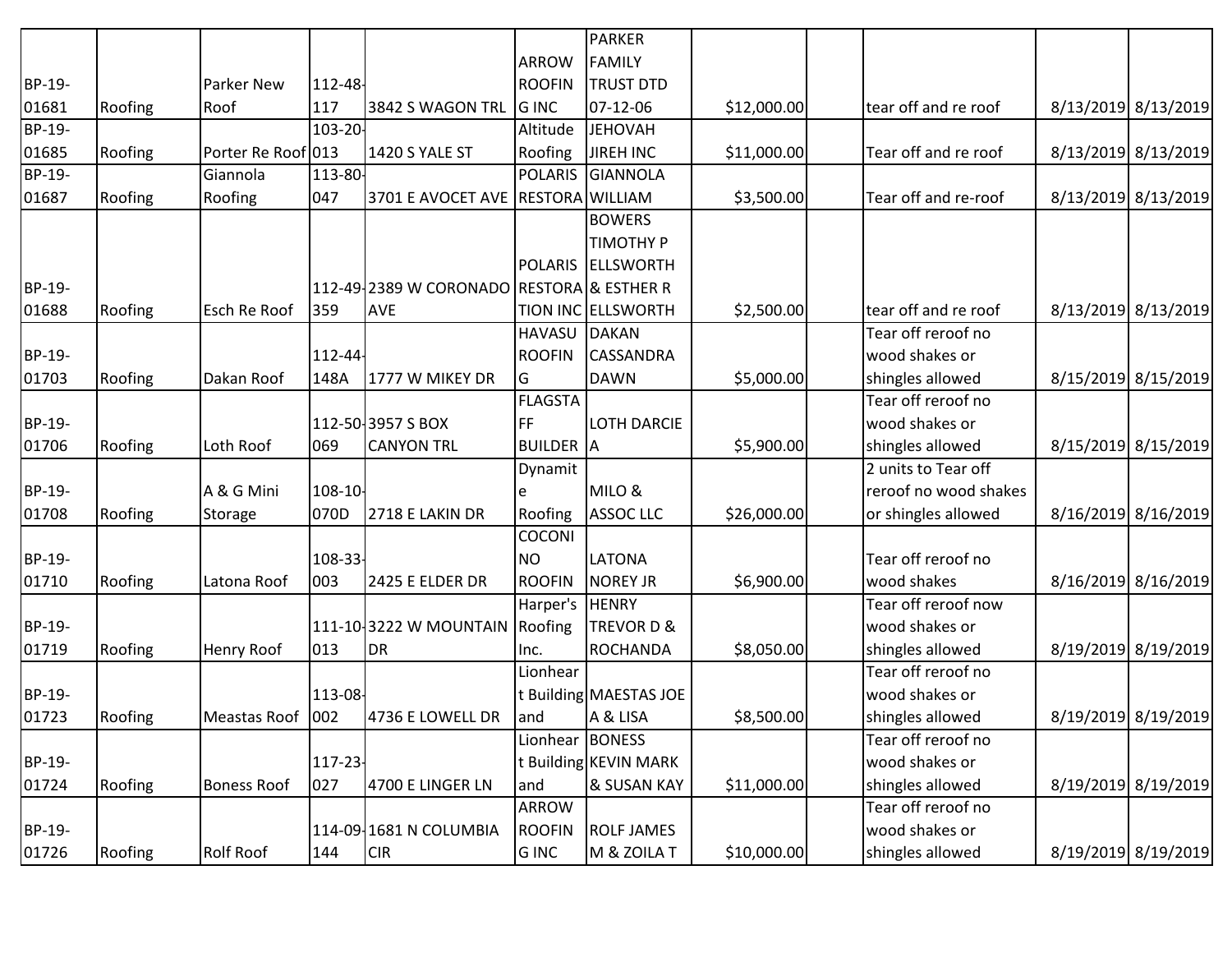| BP-19-01681 | Roofing | Parker New Roof | 112-48-117 | 3842 S WAGON TRL | ARROW ROOFIN G INC | PARKER FAMILY TRUST DTD 07-12-06 | $12,000.00 | | tear off and re roof | 8/13/2019 | 8/13/2019 |
|---|---|---|---|---|---|---|---|---|---|---|---|
| BP-19-01685 | Roofing | Porter Re Roof | 103-20-013 | 1420 S YALE ST | Altitude Roofing | JEHOVAH JIREH INC | $11,000.00 | | Tear off and re roof | 8/13/2019 | 8/13/2019 |
| BP-19-01687 | Roofing | Giannola Roofing | 113-80-047 | 3701 E AVOCET AVE | POLARIS RESTORA | GIANNOLA WILLIAM | $3,500.00 | | Tear off and re-roof | 8/13/2019 | 8/13/2019 |
| BP-19-01688 | Roofing | Esch Re Roof | 112-49-359 | 2389 W CORONADO AVE | POLARIS RESTORA TION INC | BOWERS TIMOTHY P ELLSWORTH & ESTHER R ELLSWORTH | $2,500.00 | | tear off and re roof | 8/13/2019 | 8/13/2019 |
| BP-19-01703 | Roofing | Dakan Roof | 112-44-148A | 1777 W MIKEY DR | HAVASU ROOFIN G | DAKAN CASSANDRA DAWN | $5,000.00 | | Tear off reroof no wood shakes or shingles allowed | 8/15/2019 | 8/15/2019 |
| BP-19-01706 | Roofing | Loth Roof | 112-50-069 | 3957 S BOX CANYON TRL | FLAGSTA FF BUILDER | LOTH DARCIE A | $5,900.00 | | Tear off reroof no wood shakes or shingles allowed | 8/15/2019 | 8/15/2019 |
| BP-19-01708 | Roofing | A & G Mini Storage | 108-10-070D | 2718 E LAKIN DR | Dynamit e Roofing | MILO & ASSOC LLC | $26,000.00 | | 2 units to Tear off reroof no wood shakes or shingles allowed | 8/16/2019 | 8/16/2019 |
| BP-19-01710 | Roofing | Latona Roof | 108-33-003 | 2425 E ELDER DR | COCONI NO ROOFIN | LATONA NOREY JR | $6,900.00 | | Tear off reroof no wood shakes | 8/16/2019 | 8/16/2019 |
| BP-19-01719 | Roofing | Henry Roof | 111-10-013 | 3222 W MOUNTAIN DR | Harper's Roofing Inc. | HENRY TREVOR D & ROCHANDA | $8,050.00 | | Tear off reroof now wood shakes or shingles allowed | 8/19/2019 | 8/19/2019 |
| BP-19-01723 | Roofing | Meastas Roof | 113-08-002 | 4736 E LOWELL DR | Lionhear t Building and | MAESTAS JOE A & LISA | $8,500.00 | | Tear off reroof no wood shakes or shingles allowed | 8/19/2019 | 8/19/2019 |
| BP-19-01724 | Roofing | Boness Roof | 117-23-027 | 4700 E LINGER LN | Lionhear t Building and | BONESS KEVIN MARK & SUSAN KAY | $11,000.00 | | Tear off reroof no wood shakes or shingles allowed | 8/19/2019 | 8/19/2019 |
| BP-19-01726 | Roofing | Rolf Roof | 114-09-144 | 1681 N COLUMBIA CIR | ARROW ROOFIN G INC | ROLF JAMES M & ZOILA T | $10,000.00 | | Tear off reroof no wood shakes or shingles allowed | 8/19/2019 | 8/19/2019 |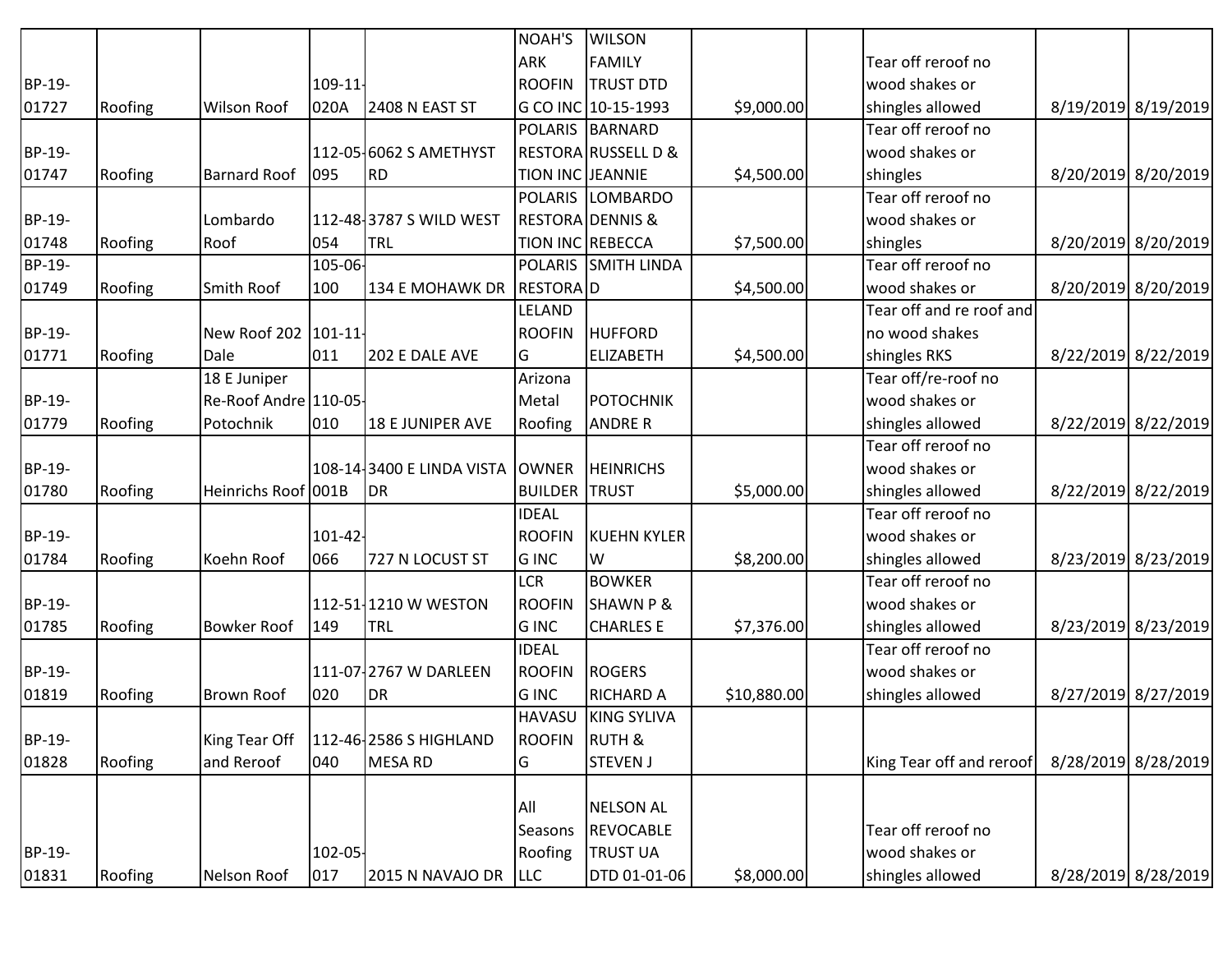| | | | | | | | | | | | |
|---|---|---|---|---|---|---|---|---|---|---|---|
| BP-19-01727 | Roofing | Wilson Roof | 109-11-020A | 2408 N EAST ST | NOAH'S ARK ROOFING CO INC | WILSON FAMILY TRUST DTD 10-15-1993 | $9,000.00 | | Tear off reroof no wood shakes or shingles allowed | 8/19/2019 | 8/19/2019 |
| BP-19-01747 | Roofing | Barnard Roof | 112-05-095 | 6062 S AMETHYST RD | POLARIS RESTORATION INC | BARNARD RUSSELL D & JEANNIE | $4,500.00 | | Tear off reroof no wood shakes or shingles | 8/20/2019 | 8/20/2019 |
| BP-19-01748 | Roofing | Lombardo Roof | 112-48-054 | 3787 S WILD WEST TRL | POLARIS RESTORATION INC | LOMBARDO DENNIS & REBECCA | $7,500.00 | | Tear off reroof no wood shakes or shingles | 8/20/2019 | 8/20/2019 |
| BP-19-01749 | Roofing | Smith Roof | 105-06-100 | 134 E MOHAWK DR | POLARIS RESTORA | SMITH LINDA D | $4,500.00 | | Tear off reroof no wood shakes or | 8/20/2019 | 8/20/2019 |
| BP-19-01771 | Roofing | New Roof 202 Dale | 101-11-011 | 202 E DALE AVE | LELAND ROOFING | HUFFORD ELIZABETH | $4,500.00 | | Tear off and re roof and no wood shakes shingles RKS | 8/22/2019 | 8/22/2019 |
| BP-19-01779 | Roofing | 18 E Juniper Re-Roof Andre Potochnik | 110-05-010 | 18 E JUNIPER AVE | Arizona Metal Roofing | POTOCHNIK ANDRE R | | | Tear off/re-roof no wood shakes or shingles allowed | 8/22/2019 | 8/22/2019 |
| BP-19-01780 | Roofing | Heinrichs Roof | 108-14-001B | 3400 E LINDA VISTA DR | OWNER BUILDER | HEINRICHS TRUST | $5,000.00 | | Tear off reroof no wood shakes or shingles allowed | 8/22/2019 | 8/22/2019 |
| BP-19-01784 | Roofing | Koehn Roof | 101-42-066 | 727 N LOCUST ST | IDEAL ROOFING INC | KUEHN KYLER W | $8,200.00 | | Tear off reroof no wood shakes or shingles allowed | 8/23/2019 | 8/23/2019 |
| BP-19-01785 | Roofing | Bowker Roof | 112-51-149 | 1210 W WESTON TRL | LCR ROOFING INC | BOWKER SHAWN P & CHARLES E | $7,376.00 | | Tear off reroof no wood shakes or shingles allowed | 8/23/2019 | 8/23/2019 |
| BP-19-01819 | Roofing | Brown Roof | 111-07-020 | 2767 W DARLEEN DR | IDEAL ROOFING INC | ROGERS RICHARD A | $10,880.00 | | Tear off reroof no wood shakes or shingles allowed | 8/27/2019 | 8/27/2019 |
| BP-19-01828 | Roofing | King Tear Off and Reroof | 112-46-040 | 2586 S HIGHLAND MESA RD | HAVASU ROOFING | KING SYLIVA RUTH & STEVEN J | | | King Tear off and reroof | 8/28/2019 | 8/28/2019 |
| BP-19-01831 | Roofing | Nelson Roof | 102-05-017 | 2015 N NAVAJO DR | All Seasons Roofing LLC | NELSON AL REVOCABLE TRUST UA DTD 01-01-06 | $8,000.00 | | Tear off reroof no wood shakes or shingles allowed | 8/28/2019 | 8/28/2019 |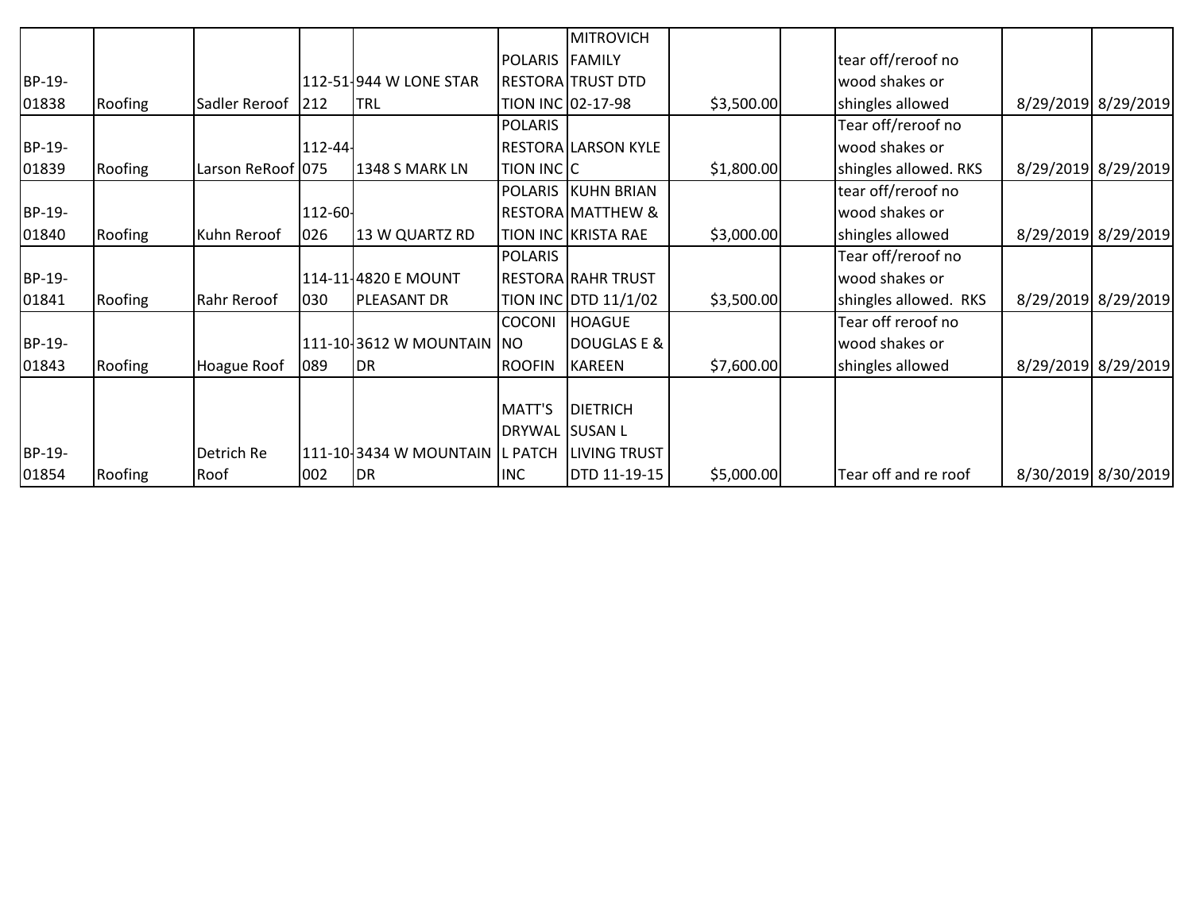| | | | | | | | | | | | |
|---|---|---|---|---|---|---|---|---|---|---|---|
| BP-19-01838 | Roofing | Sadler Reroof | 112-51-212 | 944 W LONE STAR TRL | POLARIS RESTORATION INC | MITROVICH FAMILY TRUST DTD 02-17-98 | $3,500.00 | | tear off/reroof no wood shakes or shingles allowed | 8/29/2019 | 8/29/2019 |
| BP-19-01839 | Roofing | Larson ReRoof | 112-44-075 | 1348 S MARK LN | POLARIS RESTORATION INC | LARSON KYLE C | $1,800.00 | | Tear off/reroof no wood shakes or shingles allowed. RKS | 8/29/2019 | 8/29/2019 |
| BP-19-01840 | Roofing | Kuhn Reroof | 112-60-026 | 13 W QUARTZ RD | POLARIS RESTORATION INC | KUHN BRIAN MATTHEW & KRISTA RAE | $3,000.00 | | tear off/reroof no wood shakes or shingles allowed | 8/29/2019 | 8/29/2019 |
| BP-19-01841 | Roofing | Rahr Reroof | 114-11-030 | 4820 E MOUNT PLEASANT DR | POLARIS RESTORATION INC | RAHR TRUST DTD 11/1/02 | $3,500.00 | | Tear off/reroof no wood shakes or shingles allowed. RKS | 8/29/2019 | 8/29/2019 |
| BP-19-01843 | Roofing | Hoague Roof | 111-10-089 | 3612 W MOUNTAIN DR | COCONINO ROOFIN | HOAGUE DOUGLAS E & KAREEN | $7,600.00 | | Tear off reroof no wood shakes or shingles allowed | 8/29/2019 | 8/29/2019 |
| BP-19-01854 | Roofing | Detrich Re Roof | 111-10-002 | 3434 W MOUNTAIN DR | MATT'S DRYWALL PATCH INC | DIETRICH SUSAN L LIVING TRUST DTD 11-19-15 | $5,000.00 | | Tear off and re roof | 8/30/2019 | 8/30/2019 |